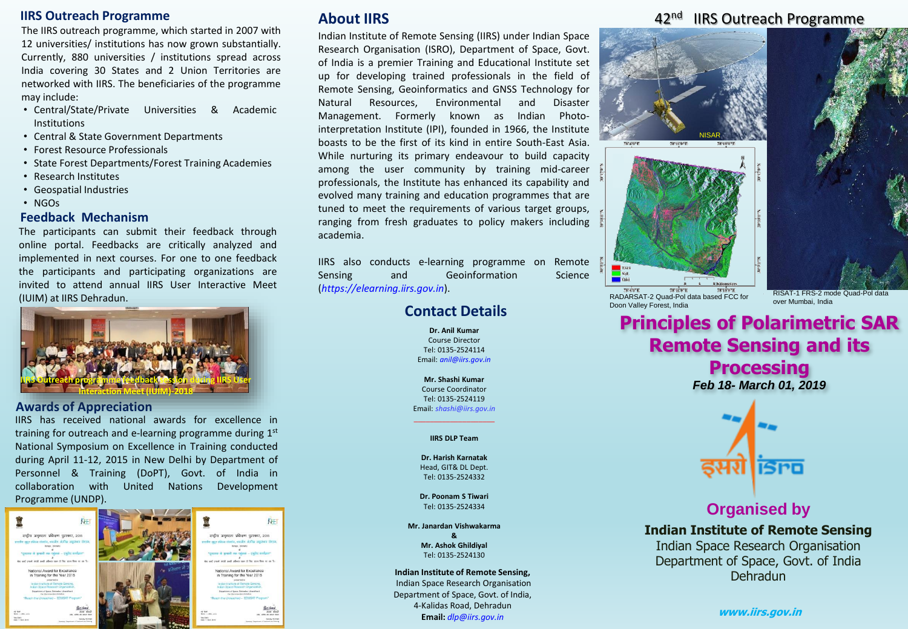## IIRS Outreach Programme

The IIRS outreach programme, which started in 2007 with 12 universities/ institutions has now grown substantially. Currently, 880 universities / institutions spread across India covering 30 States and 2 Union Territories are networked with IIRS. The beneficiaries of the programme may include:

- Central/State/Private Universities & Academic Institutions
- Central & State Government Departments
- Forest Resource Professionals
- State Forest Departments/Forest Training Academies
- Research Institutes
- Geospatial Industries
- NGOs

## Feedback Mechanism

The participants can submit their feedback through online portal. Feedbacks are critically analyzed and implemented in next courses. For one to one feedback the participants and participating organizations are invited to attend annual IIRS User Interactive Meet (IUIM) at IIRS Dehradun.

IIRS Outreach programme feedback session during IIRS User Interaction Meet (IUIM)-2018

## Awards of Appreciation

IIRS has received national awards for excellence in training for outreach and e-learning programme during 1st National Symposium on Excellence in Training conducted during April 11-12, 2015 in New Delhi by Department of Personnel & Training (DoPT), Govt. of India in collaboration with United Nations Development Programme (UNDP).

## About IIRS

Indian Institute of Remote Sensing (IIRS) under Indian Space Research Organisation (ISRO), Department of Space, Govt. of India is a premier Training and Educational Institute set up for developing trained professionals in the field of Remote Sensing, Geoinformatics and GNSS Technology for Natural Resources, Environmental and Disaster Management. Formerly known as Indian Photo-interpretation Institute (IPI), founded in 1966, the Institute boasts to be the first of its kind in entire South-East Asia. While nurturing its primary endeavour to build capacity among the user community by training mid-career professionals, the Institute has enhanced its capability and evolved many training and education programmes that are tuned to meet the requirements of various target groups, ranging from fresh graduates to policy makers including academia.

IIRS also conducts e-learning programme on Remote Sensing and Geoinformation Science (*https://elearning.iirs.gov.in*).

## Contact Details

**Dr. Anil Kumar**
Course Director
Tel: 0135-2524114
Email: *anil@iirs.gov.in*

**Mr. Shashi Kumar**
Course Coordinator
Tel: 0135-2524119
Email: *shashi@iirs.gov.in*

**IIRS DLP Team**

**Dr. Harish Karnatak**
Head, GIT& DL Dept.
Tel: 0135-2524332

**Dr. Poonam S Tiwari**
Tel: 0135-2524334

**Mr. Janardan Vishwakarma**
**&**
**Mr. Ashok Ghildiyal**
Tel: 0135-2524130

**Indian Institute of Remote Sensing,**
Indian Space Research Organisation
Department of Space, Govt. of India,
4-Kalidas Road, Dehradun
**Email:** *dlp@iirs.gov.in*

# 42nd IIRS Outreach Programme

NISAR

RADARSAT-2 Quad-Pol data based FCC for Doon Valley Forest, India

RISAT-1 FRS-2 mode Quad-Pol data over Mumbai, India

# Principles of Polarimetric SAR Remote Sensing and its Processing

***Feb 18- March 01, 2019***

## Organised by

**Indian Institute of Remote Sensing**
Indian Space Research Organisation
Department of Space, Govt. of India
Dehradun

***www.iirs.gov.in***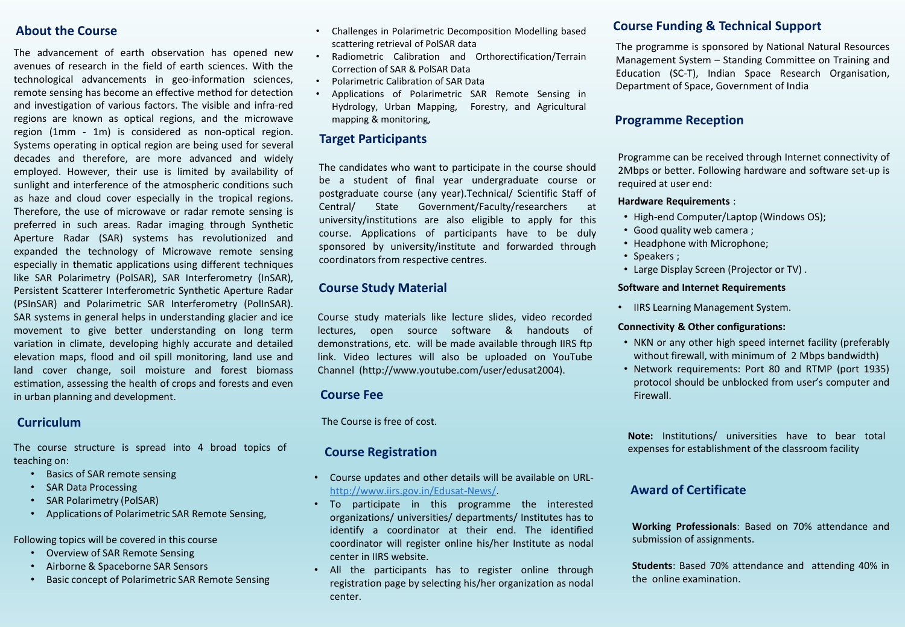## About the Course

The advancement of earth observation has opened new avenues of research in the field of earth sciences. With the technological advancements in geo-information sciences, remote sensing has become an effective method for detection and investigation of various factors. The visible and infra-red regions are known as optical regions, and the microwave region (1mm - 1m) is considered as non-optical region. Systems operating in optical region are being used for several decades and therefore, are more advanced and widely employed. However, their use is limited by availability of sunlight and interference of the atmospheric conditions such as haze and cloud cover especially in the tropical regions. Therefore, the use of microwave or radar remote sensing is preferred in such areas. Radar imaging through Synthetic Aperture Radar (SAR) systems has revolutionized and expanded the technology of Microwave remote sensing especially in thematic applications using different techniques like SAR Polarimetry (PolSAR), SAR Interferometry (InSAR), Persistent Scatterer Interferometric Synthetic Aperture Radar (PSInSAR) and Polarimetric SAR Interferometry (PolInSAR). SAR systems in general helps in understanding glacier and ice movement to give better understanding on long term variation in climate, developing highly accurate and detailed elevation maps, flood and oil spill monitoring, land use and land cover change, soil moisture and forest biomass estimation, assessing the health of crops and forests and even in urban planning and development.

## Curriculum

The course structure is spread into 4 broad topics of teaching on:

- Basics of SAR remote sensing
- SAR Data Processing
- SAR Polarimetry (PolSAR)
- Applications of Polarimetric SAR Remote Sensing,

Following topics will be covered in this course

- Overview of SAR Remote Sensing
- Airborne & Spaceborne SAR Sensors
- Basic concept of Polarimetric SAR Remote Sensing
- Challenges in Polarimetric Decomposition Modelling based scattering retrieval of PolSAR data
- Radiometric Calibration and Orthorectification/Terrain Correction of SAR & PolSAR Data
- Polarimetric Calibration of SAR Data
- Applications of Polarimetric SAR Remote Sensing in Hydrology, Urban Mapping, Forestry, and Agricultural mapping & monitoring,

## Target Participants

The candidates who want to participate in the course should be a student of final year undergraduate course or postgraduate course (any year).Technical/ Scientific Staff of Central/ State Government/Faculty/researchers at university/institutions are also eligible to apply for this course. Applications of participants have to be duly sponsored by university/institute and forwarded through coordinators from respective centres.

## Course Study Material

Course study materials like lecture slides, video recorded lectures, open source software & handouts of demonstrations, etc. will be made available through IIRS ftp link. Video lectures will also be uploaded on YouTube Channel (http://www.youtube.com/user/edusat2004).

## Course Fee

The Course is free of cost.

## Course Registration

- Course updates and other details will be available on URL- [http://www.iirs.gov.in/Edusat-News/](http://www.iirs.gov.in/Edusat-News/).
- To participate in this programme the interested organizations/ universities/ departments/ Institutes has to identify a coordinator at their end. The identified coordinator will register online his/her Institute as nodal center in IIRS website.
- All the participants has to register online through registration page by selecting his/her organization as nodal center.

## Course Funding & Technical Support

The programme is sponsored by National Natural Resources Management System – Standing Committee on Training and Education (SC-T), Indian Space Research Organisation, Department of Space, Government of India

## Programme Reception

Programme can be received through Internet connectivity of 2Mbps or better. Following hardware and software set-up is required at user end:

**Hardware Requirements** :

- High-end Computer/Laptop (Windows OS);
- Good quality web camera ;
- Headphone with Microphone;
- Speakers ;
- Large Display Screen (Projector or TV) .

**Software and Internet Requirements**

- IIRS Learning Management System.

**Connectivity & Other configurations:**

- NKN or any other high speed internet facility (preferably without firewall, with minimum of 2 Mbps bandwidth)
- Network requirements: Port 80 and RTMP (port 1935) protocol should be unblocked from user's computer and Firewall.

**Note:** Institutions/ universities have to bear total expenses for establishment of the classroom facility

## Award of Certificate

**Working Professionals**: Based on 70% attendance and submission of assignments.

**Students**: Based 70% attendance and attending 40% in the online examination.